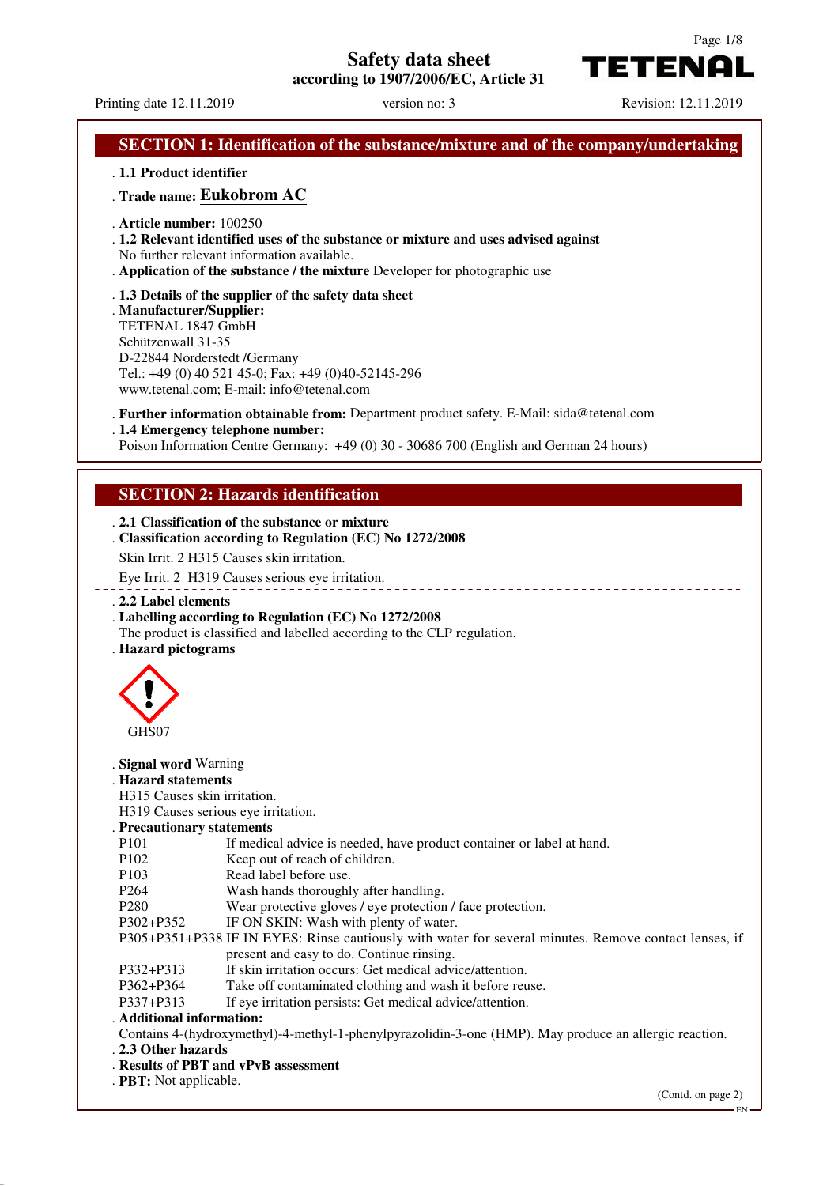# Safety data sheet

**according to 1907/2006/EC, Article 31**

**TETENAL**

Printing date 12.11.2019 version no: 3 Revision: 12.11.2019

## SECTION 1: Identification of the substance/mixture and of the company/undertaking

· **1.1 Product identifier**

· **Trade name: Eukobrom AC**

· **Article number:** 100250

· **1.2 Relevant identified uses of the substance or mixture and uses advised against**
No further relevant information available.

· **Application of the substance / the mixture** Developer for photographic use

· **1.3 Details of the supplier of the safety data sheet**

· **Manufacturer/Supplier:**
TETENAL 1847 GmbH
Schützenwall 31-35
D-22844 Norderstedt /Germany
Tel.: +49 (0) 40 521 45-0; Fax: +49 (0)40-52145-296
www.tetenal.com; E-mail: info@tetenal.com

· **Further information obtainable from:** Department product safety. E-Mail: sida@tetenal.com

· **1.4 Emergency telephone number:**
Poison Information Centre Germany: +49 (0) 30 - 30686 700 (English and German 24 hours)

## SECTION 2: Hazards identification

· **2.1 Classification of the substance or mixture**

· **Classification according to Regulation (EC) No 1272/2008**

Skin Irrit. 2 H315 Causes skin irritation.

Eye Irrit. 2 H319 Causes serious eye irritation.

· **2.2 Label elements**

· **Labelling according to Regulation (EC) No 1272/2008**
The product is classified and labelled according to the CLP regulation.

· **Hazard pictograms**

GHS07

· **Signal word** Warning

· **Hazard statements**
H315 Causes skin irritation.
H319 Causes serious eye irritation.

· **Precautionary statements**

| | |
|---|---|
| P101 | If medical advice is needed, have product container or label at hand. |
| P102 | Keep out of reach of children. |
| P103 | Read label before use. |
| P264 | Wash hands thoroughly after handling. |
| P280 | Wear protective gloves / eye protection / face protection. |
| P302+P352 | IF ON SKIN: Wash with plenty of water. |
| P305+P351+P338 | IF IN EYES: Rinse cautiously with water for several minutes. Remove contact lenses, if present and easy to do. Continue rinsing. |
| P332+P313 | If skin irritation occurs: Get medical advice/attention. |
| P362+P364 | Take off contaminated clothing and wash it before reuse. |
| P337+P313 | If eye irritation persists: Get medical advice/attention. |

· **Additional information:**
Contains 4-(hydroxymethyl)-4-methyl-1-phenylpyrazolidin-3-one (HMP). May produce an allergic reaction.

· **2.3 Other hazards**

· **Results of PBT and vPvB assessment**

· **PBT:** Not applicable.

(Contd. on page 2)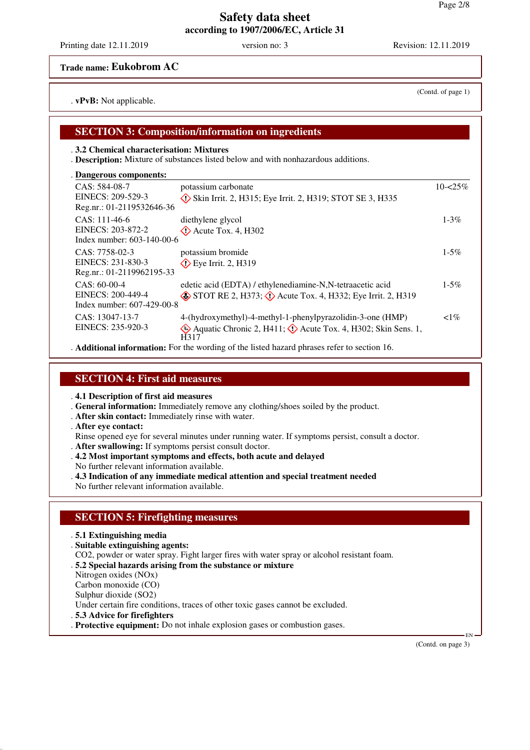**Trade name: Eukobrom AC**

(Contd. of page 1)

. **vPvB:** Not applicable.

## SECTION 3: Composition/information on ingredients

. **3.2 Chemical characterisation: Mixtures**
. **Description:** Mixture of substances listed below and with nonhazardous additions.

. **Dangerous components:**

| | | |
|---|---|---|
| CAS: 584-08-7<br>EINECS: 209-529-3<br>Reg.nr.: 01-2119532646-36 | potassium carbonate<br>Skin Irrit. 2, H315; Eye Irrit. 2, H319; STOT SE 3, H335 | 10-<25% |
| CAS: 111-46-6<br>EINECS: 203-872-2<br>Index number: 603-140-00-6 | diethylene glycol<br>Acute Tox. 4, H302 | 1-3% |
| CAS: 7758-02-3<br>EINECS: 231-830-3<br>Reg.nr.: 01-2119962195-33 | potassium bromide<br>Eye Irrit. 2, H319 | 1-5% |
| CAS: 60-00-4<br>EINECS: 200-449-4<br>Index number: 607-429-00-8 | edetic acid (EDTA) / ethylenediamine-N,N-tetraacetic acid<br>STOT RE 2, H373; Acute Tox. 4, H332; Eye Irrit. 2, H319 | 1-5% |
| CAS: 13047-13-7<br>EINECS: 235-920-3 | 4-(hydroxymethyl)-4-methyl-1-phenylpyrazolidin-3-one (HMP)<br>Aquatic Chronic 2, H411; Acute Tox. 4, H302; Skin Sens. 1, H317 | <1% |

. **Additional information:** For the wording of the listed hazard phrases refer to section 16.

## SECTION 4: First aid measures

. **4.1 Description of first aid measures**
. **General information:** Immediately remove any clothing/shoes soiled by the product.
. **After skin contact:** Immediately rinse with water.
. **After eye contact:**
Rinse opened eye for several minutes under running water. If symptoms persist, consult a doctor.
. **After swallowing:** If symptoms persist consult doctor.
. **4.2 Most important symptoms and effects, both acute and delayed**
No further relevant information available.
. **4.3 Indication of any immediate medical attention and special treatment needed**
No further relevant information available.

## SECTION 5: Firefighting measures

. **5.1 Extinguishing media**
. **Suitable extinguishing agents:**
CO2, powder or water spray. Fight larger fires with water spray or alcohol resistant foam.
. **5.2 Special hazards arising from the substance or mixture**
Nitrogen oxides (NOx)
Carbon monoxide (CO)
Sulphur dioxide (SO2)
Under certain fire conditions, traces of other toxic gases cannot be excluded.
. **5.3 Advice for firefighters**
. **Protective equipment:** Do not inhale explosion gases or combustion gases.

(Contd. on page 3)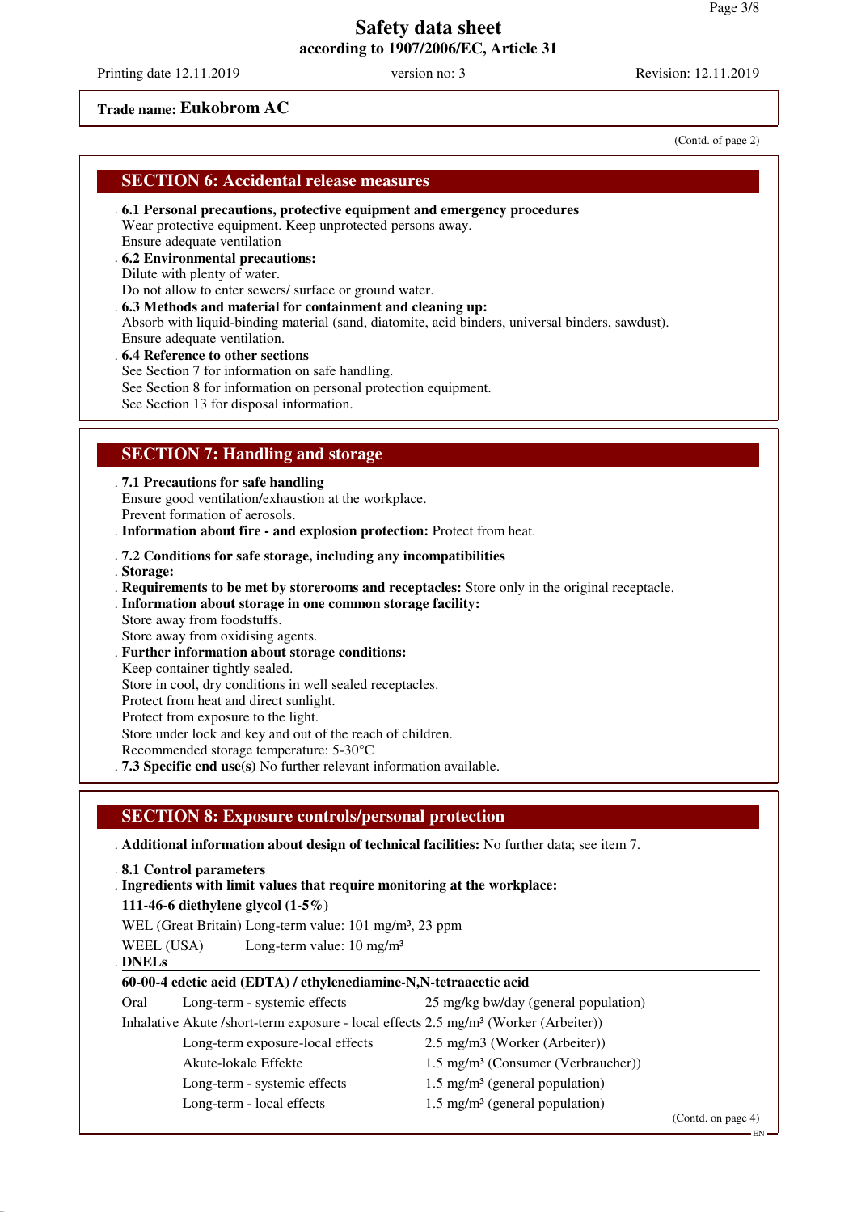Safety data sheet
according to 1907/2006/EC, Article 31

Printing date 12.11.2019 | version no: 3 | Revision: 12.11.2019

**Trade name: Eukobrom AC**

(Contd. of page 2)

## SECTION 6: Accidental release measures

- **6.1 Personal precautions, protective equipment and emergency procedures**
  Wear protective equipment. Keep unprotected persons away.
  Ensure adequate ventilation
- **6.2 Environmental precautions:**
  Dilute with plenty of water.
  Do not allow to enter sewers/ surface or ground water.
- **6.3 Methods and material for containment and cleaning up:**
  Absorb with liquid-binding material (sand, diatomite, acid binders, universal binders, sawdust).
  Ensure adequate ventilation.
- **6.4 Reference to other sections**
  See Section 7 for information on safe handling.
  See Section 8 for information on personal protection equipment.
  See Section 13 for disposal information.

## SECTION 7: Handling and storage

- **7.1 Precautions for safe handling**
  Ensure good ventilation/exhaustion at the workplace.
  Prevent formation of aerosols.
- **Information about fire - and explosion protection:** Protect from heat.
- **7.2 Conditions for safe storage, including any incompatibilities**
- **Storage:**
- **Requirements to be met by storerooms and receptacles:** Store only in the original receptacle.
- **Information about storage in one common storage facility:**
  Store away from foodstuffs.
  Store away from oxidising agents.
- **Further information about storage conditions:**
  Keep container tightly sealed.
  Store in cool, dry conditions in well sealed receptacles.
  Protect from heat and direct sunlight.
  Protect from exposure to the light.
  Store under lock and key and out of the reach of children.
  Recommended storage temperature: 5-30°C
- **7.3 Specific end use(s)** No further relevant information available.

## SECTION 8: Exposure controls/personal protection

- **Additional information about design of technical facilities:** No further data; see item 7.
- **8.1 Control parameters**
- **Ingredients with limit values that require monitoring at the workplace:**

**111-46-6 diethylene glycol (1-5%)**

WEL (Great Britain) Long-term value: 101 mg/m³, 23 ppm

WEEL (USA) Long-term value: 10 mg/m³

- **DNELs**

**60-00-4 edetic acid (EDTA) / ethylenediamine-N,N-tetraacetic acid**

| | | |
|---|---|---|
| Oral | Long-term - systemic effects | 25 mg/kg bw/day (general population) |
| Inhalative | Akute /short-term exposure - local effects | 2.5 mg/m³ (Worker (Arbeiter)) |
| | Long-term exposure-local effects | 2.5 mg/m3 (Worker (Arbeiter)) |
| | Akute-lokale Effekte | 1.5 mg/m³ (Consumer (Verbraucher)) |
| | Long-term - systemic effects | 1.5 mg/m³ (general population) |
| | Long-term - local effects | 1.5 mg/m³ (general population) |

(Contd. on page 4)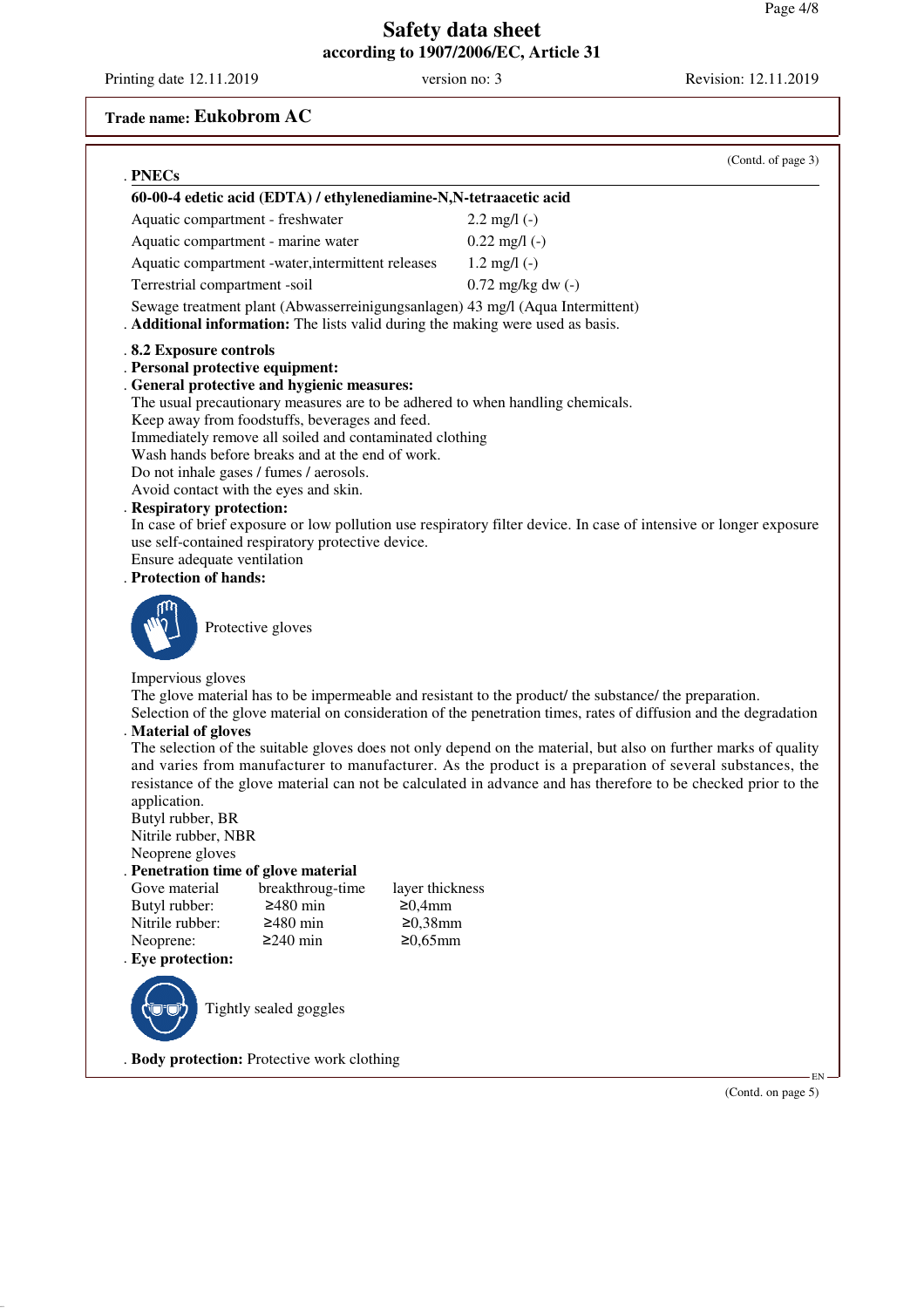**Trade name: Eukobrom AC**

(Contd. of page 3)

**. PNECs**

| 60-00-4 edetic acid (EDTA) / ethylenediamine-N,N-tetraacetic acid | |
|---|---|
| Aquatic compartment - freshwater | 2.2 mg/l (-) |
| Aquatic compartment - marine water | 0.22 mg/l (-) |
| Aquatic compartment -water,intermittent releases | 1.2 mg/l (-) |
| Terrestrial compartment -soil | 0.72 mg/kg dw (-) |

Sewage treatment plant (Abwasserreinigungsanlagen) 43 mg/l (Aqua Intermittent)

**. Additional information:** The lists valid during the making were used as basis.

**. 8.2 Exposure controls**

**. Personal protective equipment:**

**. General protective and hygienic measures:**

The usual precautionary measures are to be adhered to when handling chemicals.
Keep away from foodstuffs, beverages and feed.
Immediately remove all soiled and contaminated clothing
Wash hands before breaks and at the end of work.
Do not inhale gases / fumes / aerosols.
Avoid contact with the eyes and skin.

**. Respiratory protection:**

In case of brief exposure or low pollution use respiratory filter device. In case of intensive or longer exposure use self-contained respiratory protective device.
Ensure adequate ventilation

**. Protection of hands:**

Protective gloves

Impervious gloves
The glove material has to be impermeable and resistant to the product/ the substance/ the preparation.
Selection of the glove material on consideration of the penetration times, rates of diffusion and the degradation

**. Material of gloves**

The selection of the suitable gloves does not only depend on the material, but also on further marks of quality and varies from manufacturer to manufacturer. As the product is a preparation of several substances, the resistance of the glove material can not be calculated in advance and has therefore to be checked prior to the application.
Butyl rubber, BR
Nitrile rubber, NBR
Neoprene gloves

**. Penetration time of glove material**

| Gove material | breakthroug-time | layer thickness |
|---|---|---|
| Butyl rubber: | ≥480 min | ≥0,4mm |
| Nitrile rubber: | ≥480 min | ≥0,38mm |
| Neoprene: | ≥240 min | ≥0,65mm |

**. Eye protection:**

Tightly sealed goggles

**. Body protection:** Protective work clothing

(Contd. on page 5)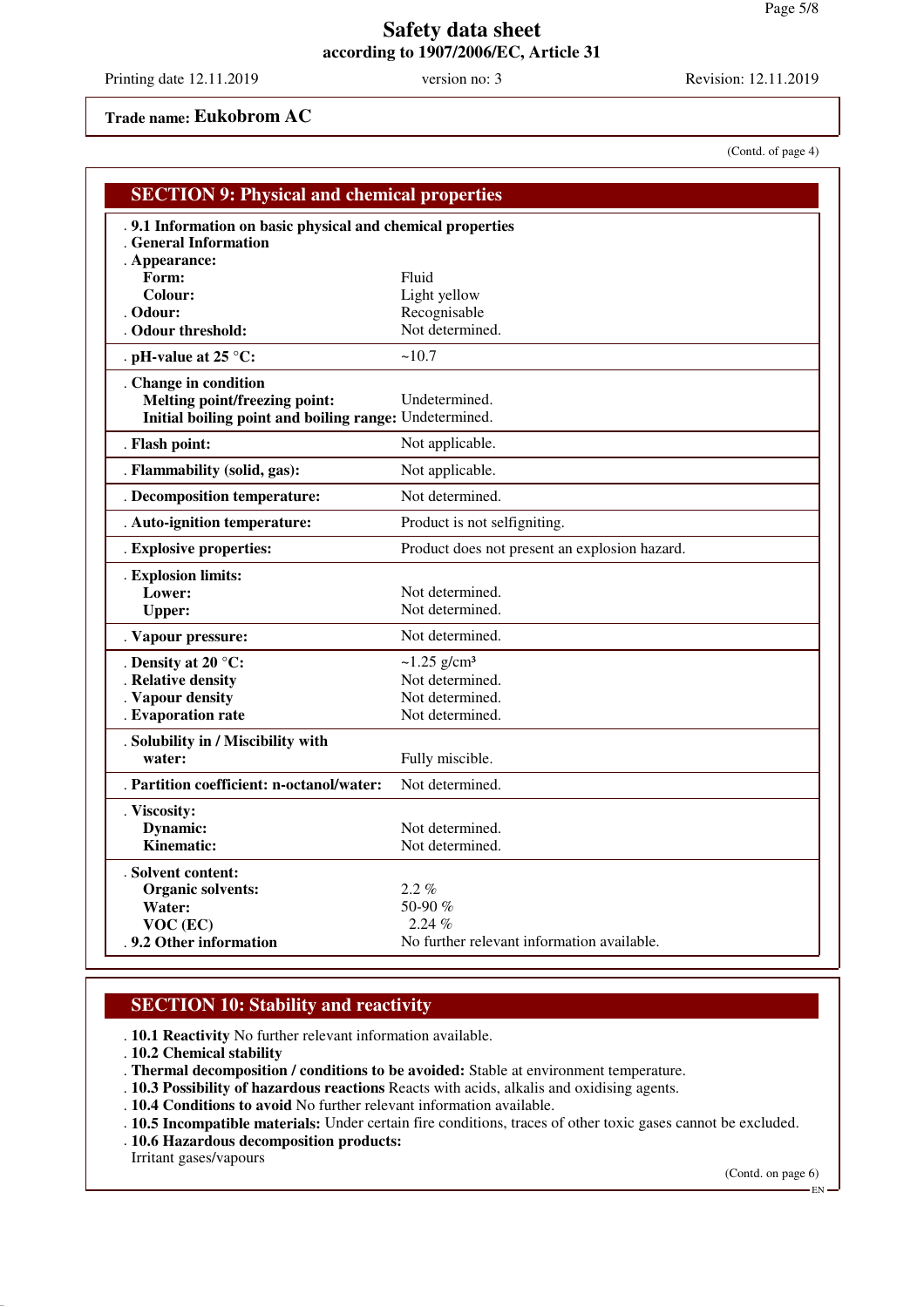# Safety data sheet
## according to 1907/2006/EC, Article 31

Printing date 12.11.2019 | version no: 3 | Revision: 12.11.2019

**Trade name: Eukobrom AC**

(Contd. of page 4)

## SECTION 9: Physical and chemical properties

| | |
|---|---|
| **9.1 Information on basic physical and chemical properties** | |
| **General Information** | |
| **Appearance:** | |
| **Form:** | Fluid |
| **Colour:** | Light yellow |
| **Odour:** | Recognisable |
| **Odour threshold:** | Not determined. |
| **pH-value at 25 °C:** | ~10.7 |
| **Change in condition** | |
| **Melting point/freezing point:** | Undetermined. |
| **Initial boiling point and boiling range:** | Undetermined. |
| **Flash point:** | Not applicable. |
| **Flammability (solid, gas):** | Not applicable. |
| **Decomposition temperature:** | Not determined. |
| **Auto-ignition temperature:** | Product is not selfigniting. |
| **Explosive properties:** | Product does not present an explosion hazard. |
| **Explosion limits:** | |
| **Lower:** | Not determined. |
| **Upper:** | Not determined. |
| **Vapour pressure:** | Not determined. |
| **Density at 20 °C:** | ~1.25 g/cm³ |
| **Relative density** | Not determined. |
| **Vapour density** | Not determined. |
| **Evaporation rate** | Not determined. |
| **Solubility in / Miscibility with water:** | Fully miscible. |
| **Partition coefficient: n-octanol/water:** | Not determined. |
| **Viscosity:** | |
| **Dynamic:** | Not determined. |
| **Kinematic:** | Not determined. |
| **Solvent content:** | |
| **Organic solvents:** | 2.2 % |
| **Water:** | 50-90 % |
| **VOC (EC)** | 2.24 % |
| **9.2 Other information** | No further relevant information available. |

## SECTION 10: Stability and reactivity

- **10.1 Reactivity** No further relevant information available.
- **10.2 Chemical stability**
- **Thermal decomposition / conditions to be avoided:** Stable at environment temperature.
- **10.3 Possibility of hazardous reactions** Reacts with acids, alkalis and oxidising agents.
- **10.4 Conditions to avoid** No further relevant information available.
- **10.5 Incompatible materials:** Under certain fire conditions, traces of other toxic gases cannot be excluded.
- **10.6 Hazardous decomposition products:**
  Irritant gases/vapours

(Contd. on page 6)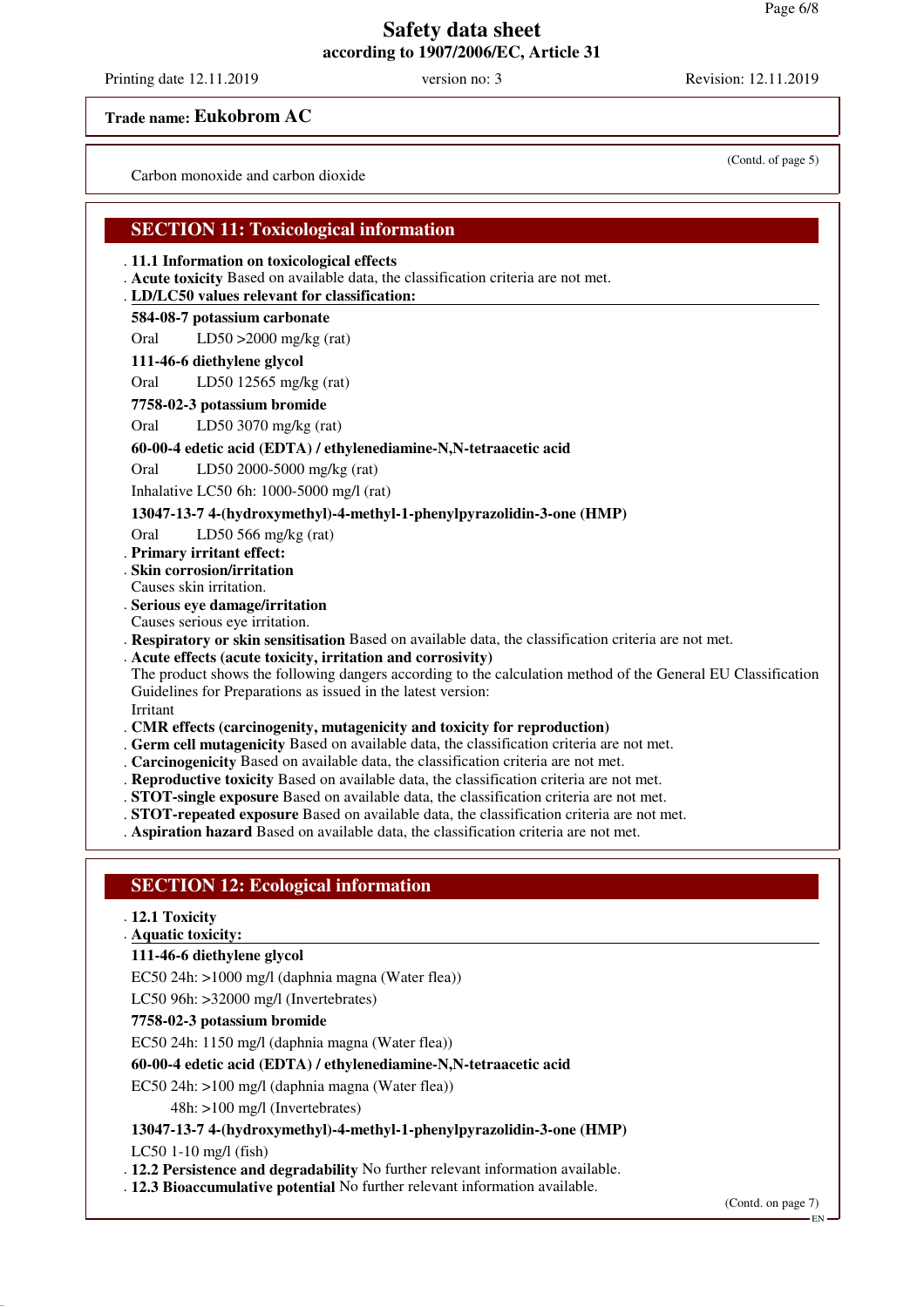Carbon monoxide and carbon dioxide

## SECTION 11: Toxicological information

- **11.1 Information on toxicological effects**
- **Acute toxicity** Based on available data, the classification criteria are not met.
- **LD/LC50 values relevant for classification:**

**584-08-7 potassium carbonate**

| | |
|---|---|
| Oral | LD50 >2000 mg/kg (rat) |

**111-46-6 diethylene glycol**

| | |
|---|---|
| Oral | LD50 12565 mg/kg (rat) |

**7758-02-3 potassium bromide**

| | |
|---|---|
| Oral | LD50 3070 mg/kg (rat) |

**60-00-4 edetic acid (EDTA) / ethylenediamine-N,N-tetraacetic acid**

| | |
|---|---|
| Oral | LD50 2000-5000 mg/kg (rat) |
| Inhalative | LC50 6h: 1000-5000 mg/l (rat) |

**13047-13-7 4-(hydroxymethyl)-4-methyl-1-phenylpyrazolidin-3-one (HMP)**

| | |
|---|---|
| Oral | LD50 566 mg/kg (rat) |

- **Primary irritant effect:**
- **Skin corrosion/irritation**
  Causes skin irritation.
- **Serious eye damage/irritation**
  Causes serious eye irritation.
- **Respiratory or skin sensitisation** Based on available data, the classification criteria are not met.
- **Acute effects (acute toxicity, irritation and corrosivity)**
  The product shows the following dangers according to the calculation method of the General EU Classification Guidelines for Preparations as issued in the latest version:
  Irritant
- **CMR effects (carcinogenity, mutagenicity and toxicity for reproduction)**
- **Germ cell mutagenicity** Based on available data, the classification criteria are not met.
- **Carcinogenicity** Based on available data, the classification criteria are not met.
- **Reproductive toxicity** Based on available data, the classification criteria are not met.
- **STOT-single exposure** Based on available data, the classification criteria are not met.
- **STOT-repeated exposure** Based on available data, the classification criteria are not met.
- **Aspiration hazard** Based on available data, the classification criteria are not met.

## SECTION 12: Ecological information

- **12.1 Toxicity**
- **Aquatic toxicity:**

**111-46-6 diethylene glycol**

EC50 24h: >1000 mg/l (daphnia magna (Water flea))

LC50 96h: >32000 mg/l (Invertebrates)

**7758-02-3 potassium bromide**

EC50 24h: 1150 mg/l (daphnia magna (Water flea))

**60-00-4 edetic acid (EDTA) / ethylenediamine-N,N-tetraacetic acid**

EC50 24h: >100 mg/l (daphnia magna (Water flea))

48h: >100 mg/l (Invertebrates)

**13047-13-7 4-(hydroxymethyl)-4-methyl-1-phenylpyrazolidin-3-one (HMP)**

LC50 1-10 mg/l (fish)

- **12.2 Persistence and degradability** No further relevant information available.
- **12.3 Bioaccumulative potential** No further relevant information available.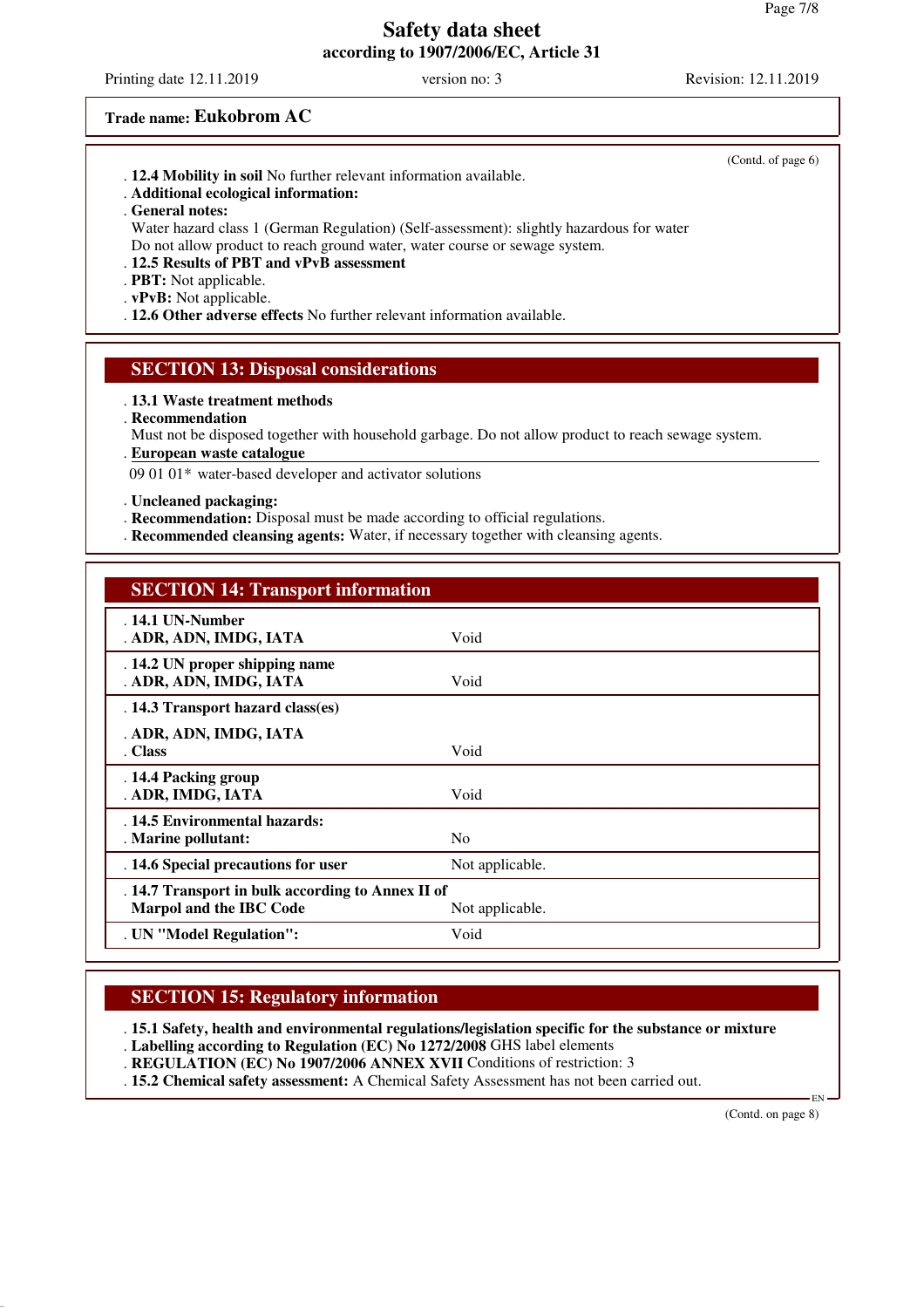Trade name: **Eukobrom AC**

(Contd. of page 6)

- **12.4 Mobility in soil** No further relevant information available.
- **Additional ecological information:**
- **General notes:**
  Water hazard class 1 (German Regulation) (Self-assessment): slightly hazardous for water
  Do not allow product to reach ground water, water course or sewage system.
- **12.5 Results of PBT and vPvB assessment**
- **PBT:** Not applicable.
- **vPvB:** Not applicable.
- **12.6 Other adverse effects** No further relevant information available.

## SECTION 13: Disposal considerations

- **13.1 Waste treatment methods**
- **Recommendation**
  Must not be disposed together with household garbage. Do not allow product to reach sewage system.
- **European waste catalogue**

09 01 01* water-based developer and activator solutions

- **Uncleaned packaging:**
- **Recommendation:** Disposal must be made according to official regulations.
- **Recommended cleansing agents:** Water, if necessary together with cleansing agents.

## SECTION 14: Transport information

| | |
|---|---|
| **14.1 UN-Number** | |
| **ADR, ADN, IMDG, IATA** | Void |
| **14.2 UN proper shipping name** | |
| **ADR, ADN, IMDG, IATA** | Void |
| **14.3 Transport hazard class(es)** | |
| **ADR, ADN, IMDG, IATA** | |
| **Class** | Void |
| **14.4 Packing group** | |
| **ADR, IMDG, IATA** | Void |
| **14.5 Environmental hazards:** | |
| **Marine pollutant:** | No |
| **14.6 Special precautions for user** | Not applicable. |
| **14.7 Transport in bulk according to Annex II of Marpol and the IBC Code** | Not applicable. |
| **UN "Model Regulation":** | Void |

## SECTION 15: Regulatory information

- **15.1 Safety, health and environmental regulations/legislation specific for the substance or mixture**
- **Labelling according to Regulation (EC) No 1272/2008** GHS label elements
- **REGULATION (EC) No 1907/2006 ANNEX XVII** Conditions of restriction: 3
- **15.2 Chemical safety assessment:** A Chemical Safety Assessment has not been carried out.

(Contd. on page 8)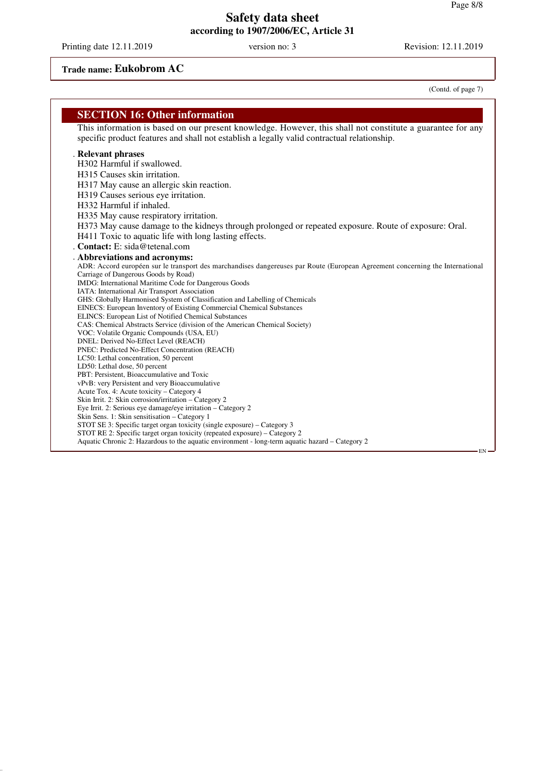## SECTION 16: Other information

This information is based on our present knowledge. However, this shall not constitute a guarantee for any specific product features and shall not establish a legally valid contractual relationship.

**Relevant phrases**

H302 Harmful if swallowed.
H315 Causes skin irritation.
H317 May cause an allergic skin reaction.
H319 Causes serious eye irritation.
H332 Harmful if inhaled.
H335 May cause respiratory irritation.
H373 May cause damage to the kidneys through prolonged or repeated exposure. Route of exposure: Oral.
H411 Toxic to aquatic life with long lasting effects.

**Contact:** E: sida@tetenal.com

**Abbreviations and acronyms:**

ADR: Accord européen sur le transport des marchandises dangereuses par Route (European Agreement concerning the International Carriage of Dangerous Goods by Road)
IMDG: International Maritime Code for Dangerous Goods
IATA: International Air Transport Association
GHS: Globally Harmonised System of Classification and Labelling of Chemicals
EINECS: European Inventory of Existing Commercial Chemical Substances
ELINCS: European List of Notified Chemical Substances
CAS: Chemical Abstracts Service (division of the American Chemical Society)
VOC: Volatile Organic Compounds (USA, EU)
DNEL: Derived No-Effect Level (REACH)
PNEC: Predicted No-Effect Concentration (REACH)
LC50: Lethal concentration, 50 percent
LD50: Lethal dose, 50 percent
PBT: Persistent, Bioaccumulative and Toxic
vPvB: very Persistent and very Bioaccumulative
Acute Tox. 4: Acute toxicity – Category 4
Skin Irrit. 2: Skin corrosion/irritation – Category 2
Eye Irrit. 2: Serious eye damage/eye irritation – Category 2
Skin Sens. 1: Skin sensitisation – Category 1
STOT SE 3: Specific target organ toxicity (single exposure) – Category 3
STOT RE 2: Specific target organ toxicity (repeated exposure) – Category 2
Aquatic Chronic 2: Hazardous to the aquatic environment - long-term aquatic hazard – Category 2